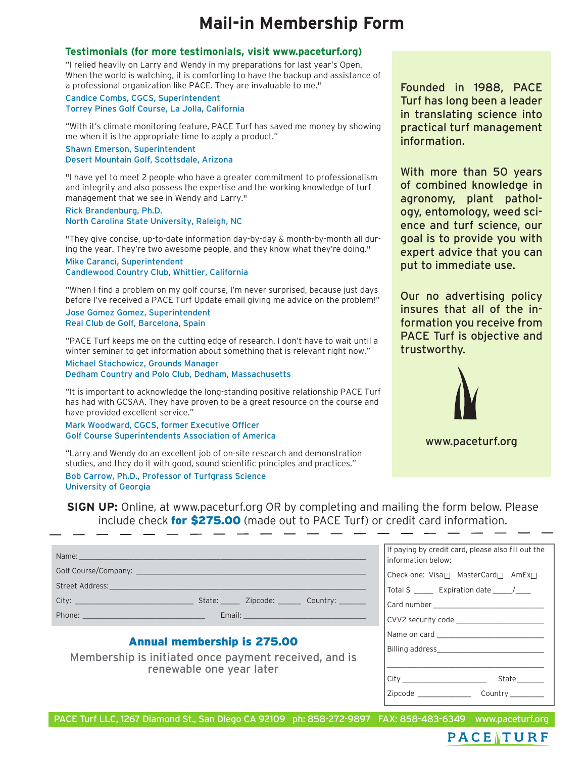# Mail-in Membership Form

## Testimonials (for more testimonials, visit www.paceturf.org)

"I relied heavily on Larry and Wendy in my preparations for last year's Open. When the world is watching, it is comforting to have the backup and assistance of a professional organization like PACE. They are invaluable to me."

Candice Combs, CGCS, Superintendent
Torrey Pines Golf Course, La Jolla, California

"With it's climate monitoring feature, PACE Turf has saved me money by showing me when it is the appropriate time to apply a product."

Shawn Emerson, Superintendent
Desert Mountain Golf, Scottsdale, Arizona

"I have yet to meet 2 people who have a greater commitment to professionalism and integrity and also possess the expertise and the working knowledge of turf management that we see in Wendy and Larry."

Rick Brandenburg, Ph.D.
North Carolina State University, Raleigh, NC

"They give concise, up-to-date information day-by-day & month-by-month all during the year. They're two awesome people, and they know what they're doing."

Mike Caranci, Superintendent
Candlewood Country Club, Whittier, California

"When I find a problem on my golf course, I'm never surprised, because just days before I've received a PACE Turf Update email giving me advice on the problem!"

Jose Gomez Gomez, Superintendent
Real Club de Golf, Barcelona, Spain

"PACE Turf keeps me on the cutting edge of research. I don't have to wait until a winter seminar to get information about something that is relevant right now."

Michael Stachowicz, Grounds Manager
Dedham Country and Polo Club, Dedham, Massachusetts

"It is important to acknowledge the long-standing positive relationship PACE Turf has had with GCSAA. They have proven to be a great resource on the course and have provided excellent service."

Mark Woodward, CGCS, former Executive Officer
Golf Course Superintendents Association of America

"Larry and Wendy do an excellent job of on-site research and demonstration studies, and they do it with good, sound scientific principles and practices."

Bob Carrow, Ph.D., Professor of Turfgrass Science
University of Georgia

Founded in 1988, PACE Turf has long been a leader in translating science into practical turf management information.

With more than 50 years of combined knowledge in agronomy, plant pathology, entomology, weed science and turf science, our goal is to provide you with expert advice that you can put to immediate use.

Our no advertising policy insures that all of the information you receive from PACE Turf is objective and trustworthy.

www.paceturf.org

**SIGN UP:** Online, at www.paceturf.org OR by completing and mailing the form below. Please include check **for $275.00** (made out to PACE Turf) or credit card information.

Name: ______________________________

Golf Course/Company: ______________________________

Street Address: ______________________________

City: ______________ State: _____ Zipcode: ______ Country: _______

Phone: ______________ Email: ______________

**Annual membership is 275.00**

Membership is initiated once payment received, and is renewable one year later

If paying by credit card, please also fill out the information below:

Check one: Visa ☐ MasterCard ☐ AmEx ☐

Total $ _____ Expiration date _____/____

Card number ______________________

CVV2 security code ______________________

Name on card ______________________

Billing address ______________________

______________________

City ______________ State _______

Zipcode ____________ Country ________

PACE Turf LLC, 1267 Diamond St., San Diego CA 92109 ph: 858-272-9897 FAX: 858-483-6349 www.paceturf.org

PACE TURF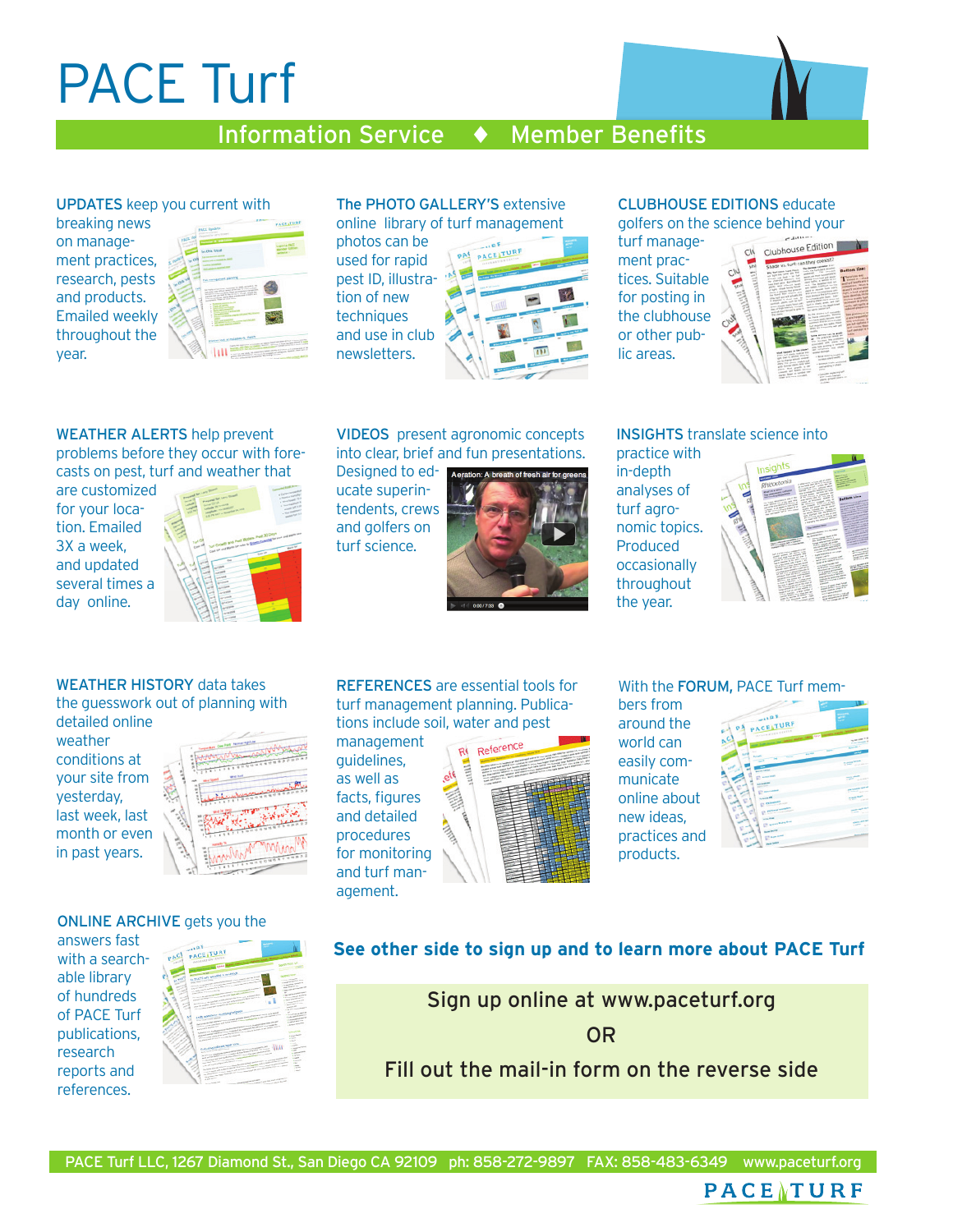# PACE Turf

## Information Service ♦ Member Benefits

**UPDATES** keep you current with breaking news on management practices, research, pests and products. Emailed weekly throughout the year.

**The PHOTO GALLERY'S** extensive online library of turf management photos can be used for rapid pest ID, illustration of new techniques and use in club newsletters.

**CLUBHOUSE EDITIONS** educate golfers on the science behind your turf management practices. Suitable for posting in the clubhouse or other public areas.

**WEATHER ALERTS** help prevent problems before they occur with forecasts on pest, turf and weather that are customized for your location. Emailed 3X a week, and updated several times a day online.

**VIDEOS** present agronomic concepts into clear, brief and fun presentations. Designed to educate superintendents, crews and golfers on turf science.

**INSIGHTS** translate science into practice with in-depth analyses of turf agronomic topics. Produced occasionally throughout the year.

**WEATHER HISTORY** data takes the guesswork out of planning with detailed online weather conditions at your site from yesterday, last week, last month or even in past years.

**REFERENCES** are essential tools for turf management planning. Publications include soil, water and pest management guidelines, as well as facts, figures and detailed procedures for monitoring and turf management.

With the **FORUM,** PACE Turf members from around the world can easily communicate online about new ideas, practices and products.

**ONLINE ARCHIVE** gets you the answers fast with a searchable library of hundreds of PACE Turf publications, research reports and references.

**See other side to sign up and to learn more about PACE Turf**

Sign up online at www.paceturf.org

OR

Fill out the mail-in form on the reverse side

PACE Turf LLC, 1267 Diamond St., San Diego CA 92109 ph: 858-272-9897 FAX: 858-483-6349 www.paceturf.org

PACE TURF